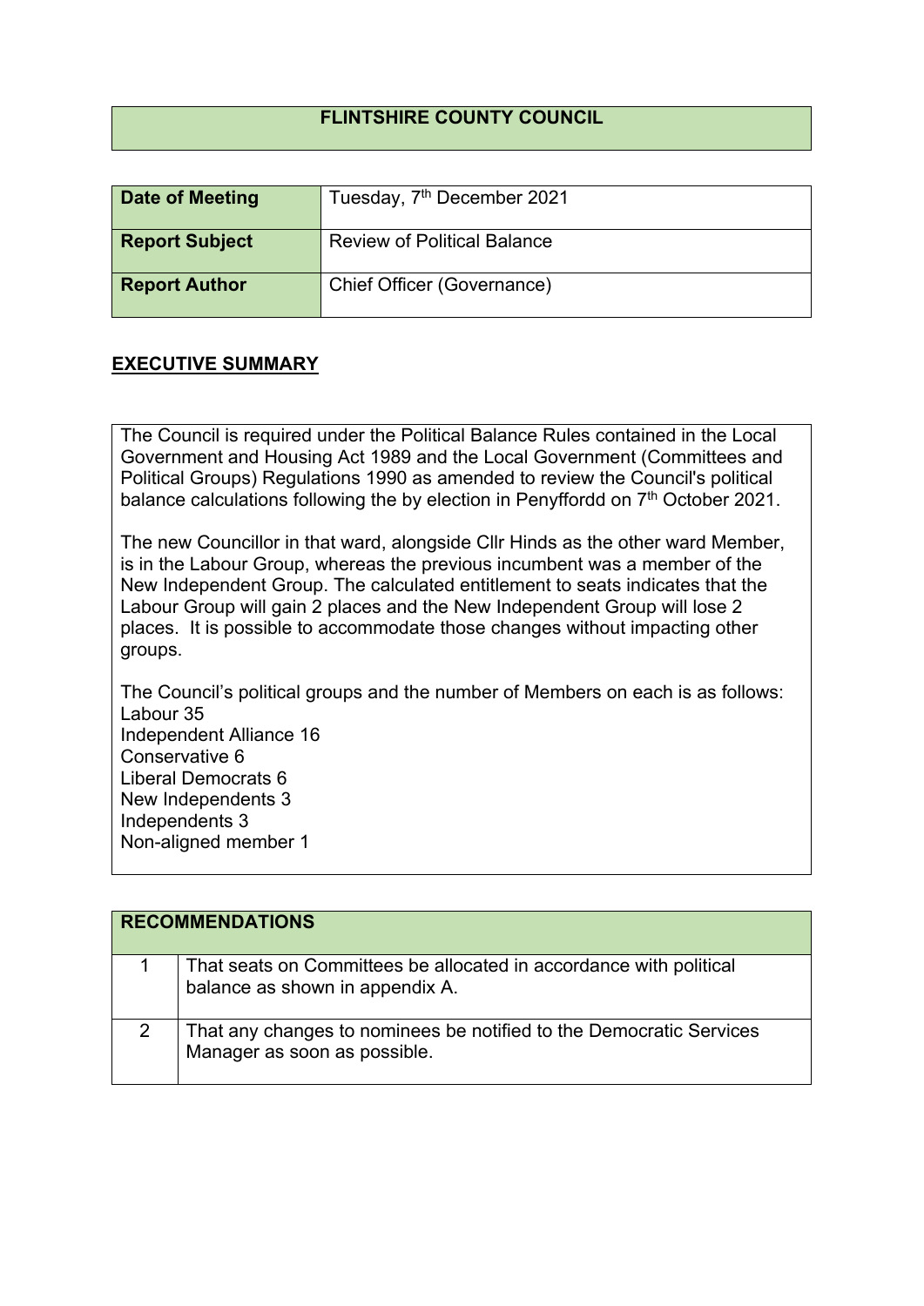# FLINTSHIRE COUNTY COUNCIL

| | |
|---|---|
| **Date of Meeting** | Tuesday, 7th December 2021 |
| **Report Subject** | Review of Political Balance |
| **Report Author** | Chief Officer (Governance) |

## EXECUTIVE SUMMARY

The Council is required under the Political Balance Rules contained in the Local Government and Housing Act 1989 and the Local Government (Committees and Political Groups) Regulations 1990 as amended to review the Council's political balance calculations following the by election in Penyffordd on 7th October 2021.

The new Councillor in that ward, alongside Cllr Hinds as the other ward Member, is in the Labour Group, whereas the previous incumbent was a member of the New Independent Group. The calculated entitlement to seats indicates that the Labour Group will gain 2 places and the New Independent Group will lose 2 places. It is possible to accommodate those changes without impacting other groups.

The Council's political groups and the number of Members on each is as follows:
Labour 35
Independent Alliance 16
Conservative 6
Liberal Democrats 6
New Independents 3
Independents 3
Non-aligned member 1

| RECOMMENDATIONS | |
|---|---|
| 1 | That seats on Committees be allocated in accordance with political balance as shown in appendix A. |
| 2 | That any changes to nominees be notified to the Democratic Services Manager as soon as possible. |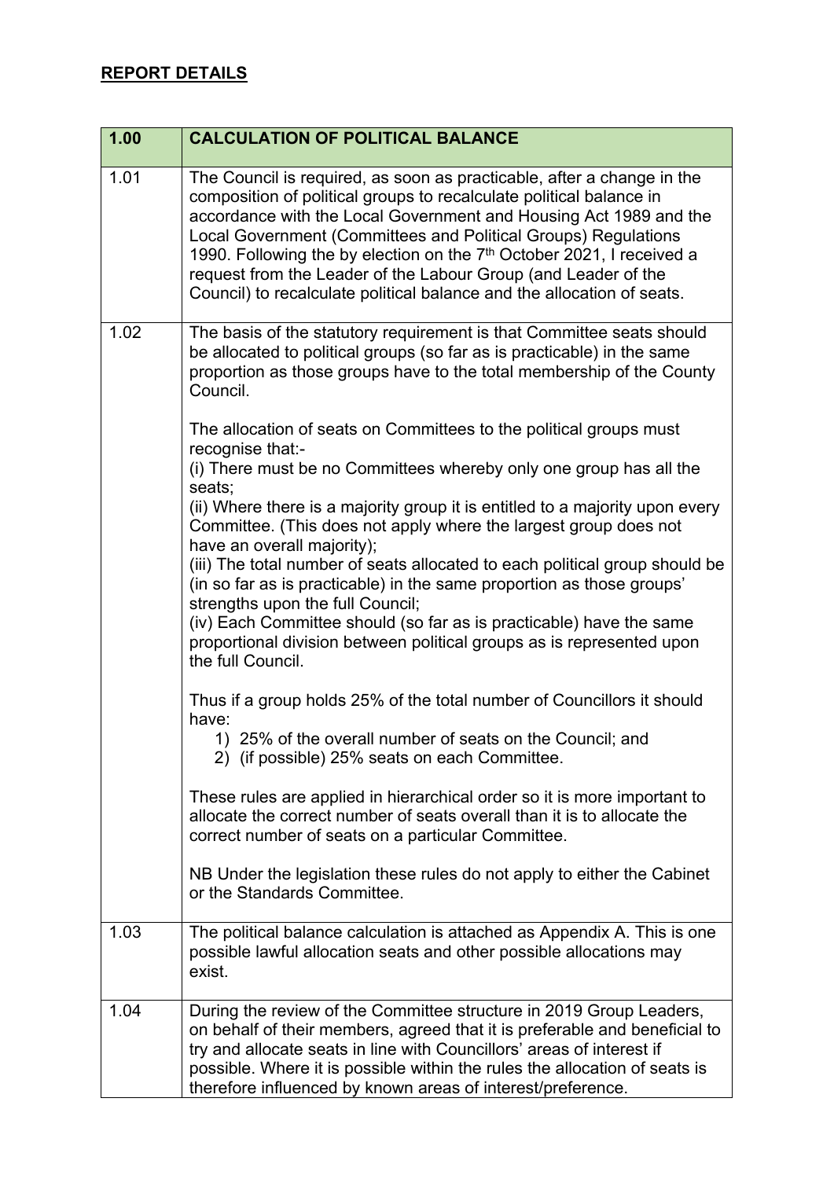## REPORT DETAILS

| 1.00 | CALCULATION OF POLITICAL BALANCE |
|---|---|
| 1.01 | The Council is required, as soon as practicable, after a change in the composition of political groups to recalculate political balance in accordance with the Local Government and Housing Act 1989 and the Local Government (Committees and Political Groups) Regulations 1990. Following the by election on the 7th October 2021, I received a request from the Leader of the Labour Group (and Leader of the Council) to recalculate political balance and the allocation of seats. |
| 1.02 | The basis of the statutory requirement is that Committee seats should be allocated to political groups (so far as is practicable) in the same proportion as those groups have to the total membership of the County Council.<br><br>The allocation of seats on Committees to the political groups must recognise that:-<br>(i) There must be no Committees whereby only one group has all the seats;<br>(ii) Where there is a majority group it is entitled to a majority upon every Committee. (This does not apply where the largest group does not have an overall majority);<br>(iii) The total number of seats allocated to each political group should be (in so far as is practicable) in the same proportion as those groups' strengths upon the full Council;<br>(iv) Each Committee should (so far as is practicable) have the same proportional division between political groups as is represented upon the full Council.<br><br>Thus if a group holds 25% of the total number of Councillors it should have:<br>1) 25% of the overall number of seats on the Council; and<br>2) (if possible) 25% seats on each Committee.<br><br>These rules are applied in hierarchical order so it is more important to allocate the correct number of seats overall than it is to allocate the correct number of seats on a particular Committee.<br><br>NB Under the legislation these rules do not apply to either the Cabinet or the Standards Committee. |
| 1.03 | The political balance calculation is attached as Appendix A. This is one possible lawful allocation seats and other possible allocations may exist. |
| 1.04 | During the review of the Committee structure in 2019 Group Leaders, on behalf of their members, agreed that it is preferable and beneficial to try and allocate seats in line with Councillors' areas of interest if possible. Where it is possible within the rules the allocation of seats is therefore influenced by known areas of interest/preference. |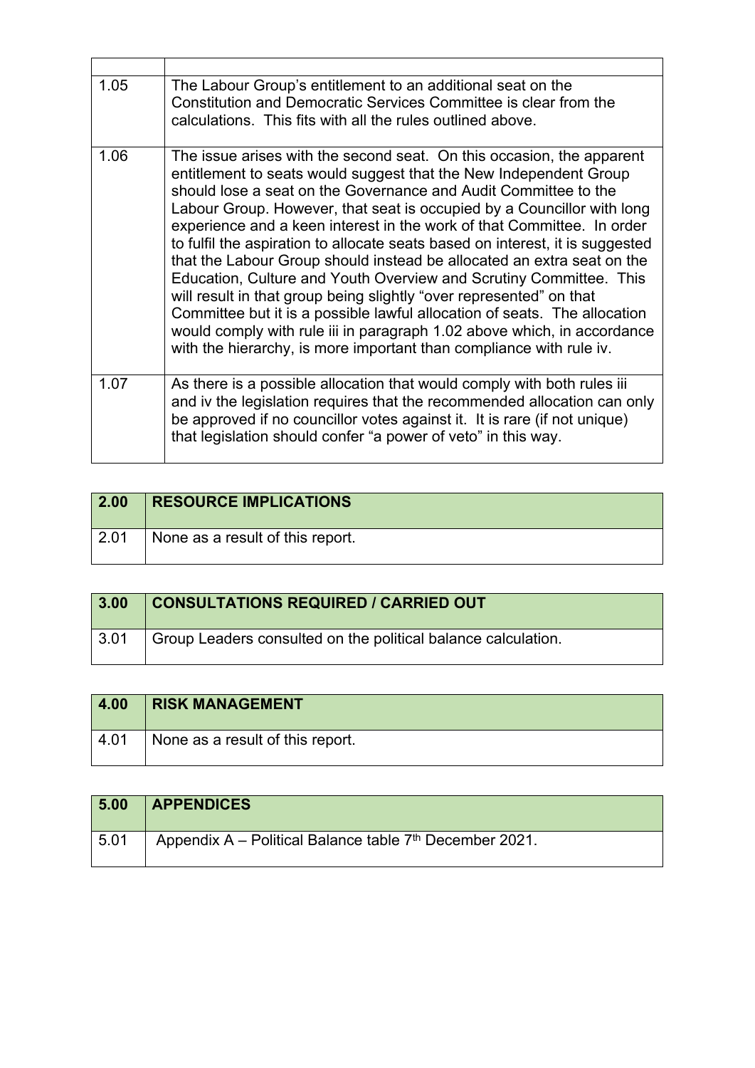| | |
|---|---|
| 1.05 | The Labour Group's entitlement to an additional seat on the Constitution and Democratic Services Committee is clear from the calculations. This fits with all the rules outlined above. |
| 1.06 | The issue arises with the second seat. On this occasion, the apparent entitlement to seats would suggest that the New Independent Group should lose a seat on the Governance and Audit Committee to the Labour Group. However, that seat is occupied by a Councillor with long experience and a keen interest in the work of that Committee. In order to fulfil the aspiration to allocate seats based on interest, it is suggested that the Labour Group should instead be allocated an extra seat on the Education, Culture and Youth Overview and Scrutiny Committee. This will result in that group being slightly "over represented" on that Committee but it is a possible lawful allocation of seats. The allocation would comply with rule iii in paragraph 1.02 above which, in accordance with the hierarchy, is more important than compliance with rule iv. |
| 1.07 | As there is a possible allocation that would comply with both rules iii and iv the legislation requires that the recommended allocation can only be approved if no councillor votes against it. It is rare (if not unique) that legislation should confer "a power of veto" in this way. |

| 2.00 | RESOURCE IMPLICATIONS |
|---|---|
| 2.01 | None as a result of this report. |

| 3.00 | CONSULTATIONS REQUIRED / CARRIED OUT |
|---|---|
| 3.01 | Group Leaders consulted on the political balance calculation. |

| 4.00 | RISK MANAGEMENT |
|---|---|
| 4.01 | None as a result of this report. |

| 5.00 | APPENDICES |
|---|---|
| 5.01 | Appendix A – Political Balance table 7th December 2021. |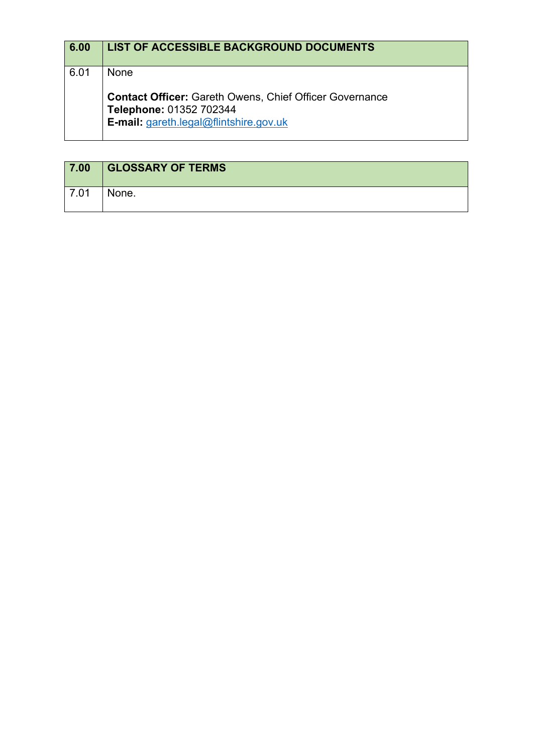| 6.00 | LIST OF ACCESSIBLE BACKGROUND DOCUMENTS |
|---|---|
| 6.01 | None<br><br>**Contact Officer:** Gareth Owens, Chief Officer Governance<br>**Telephone:** 01352 702344<br>**E-mail:** gareth.legal@flintshire.gov.uk |

| 7.00 | GLOSSARY OF TERMS |
|---|---|
| 7.01 | None. |